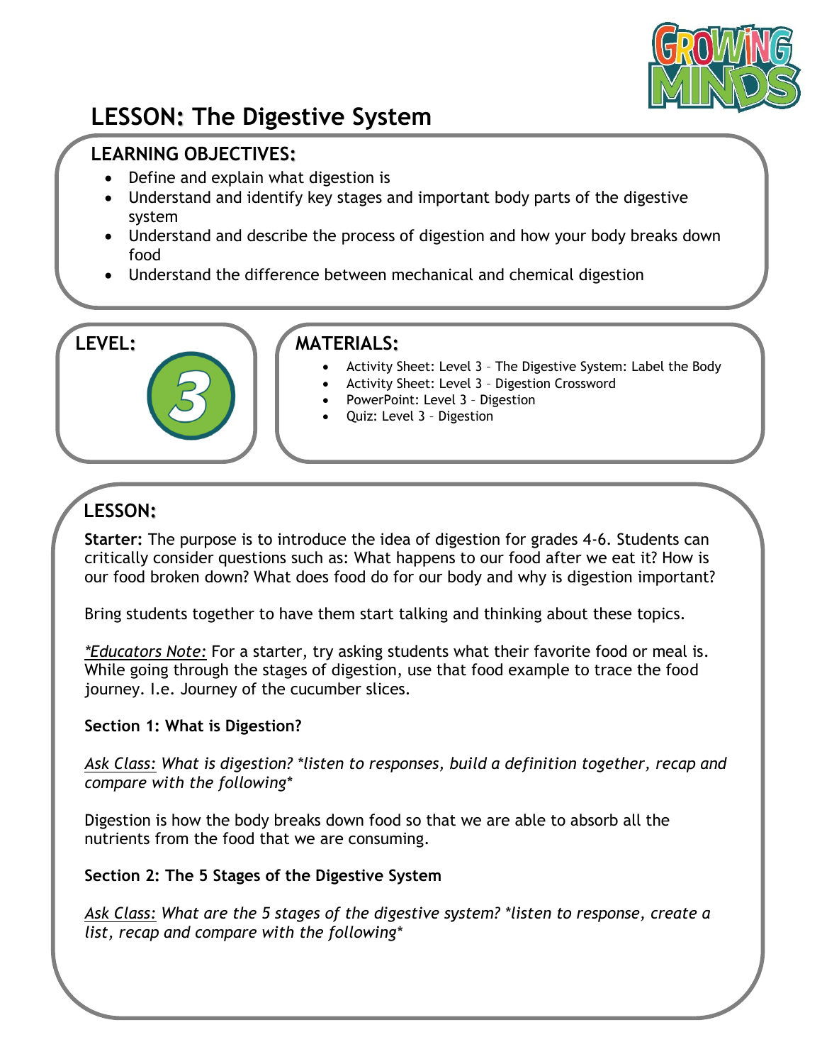# LESSON: The Digestive System

## LEARNING OBJECTIVES:

- Define and explain what digestion is
- Understand and identify key stages and important body parts of the digestive system
- Understand and describe the process of digestion and how your body breaks down food
- Understand the difference between mechanical and chemical digestion

## LEVEL:

3

## MATERIALS:

- Activity Sheet: Level 3 – The Digestive System: Label the Body
- Activity Sheet: Level 3 – Digestion Crossword
- PowerPoint: Level 3 – Digestion
- Quiz: Level 3 – Digestion

## LESSON:

**Starter:** The purpose is to introduce the idea of digestion for grades 4-6. Students can critically consider questions such as: What happens to our food after we eat it? How is our food broken down? What does food do for our body and why is digestion important?

Bring students together to have them start talking and thinking about these topics.

*Educators Note:* For a starter, try asking students what their favorite food or meal is. While going through the stages of digestion, use that food example to trace the food journey. I.e. Journey of the cucumber slices.

**Section 1: What is Digestion?**

*Ask Class: What is digestion? *listen to responses, build a definition together, recap and compare with the following**

Digestion is how the body breaks down food so that we are able to absorb all the nutrients from the food that we are consuming.

**Section 2: The 5 Stages of the Digestive System**

*Ask Class: What are the 5 stages of the digestive system? *listen to response, create a list, recap and compare with the following**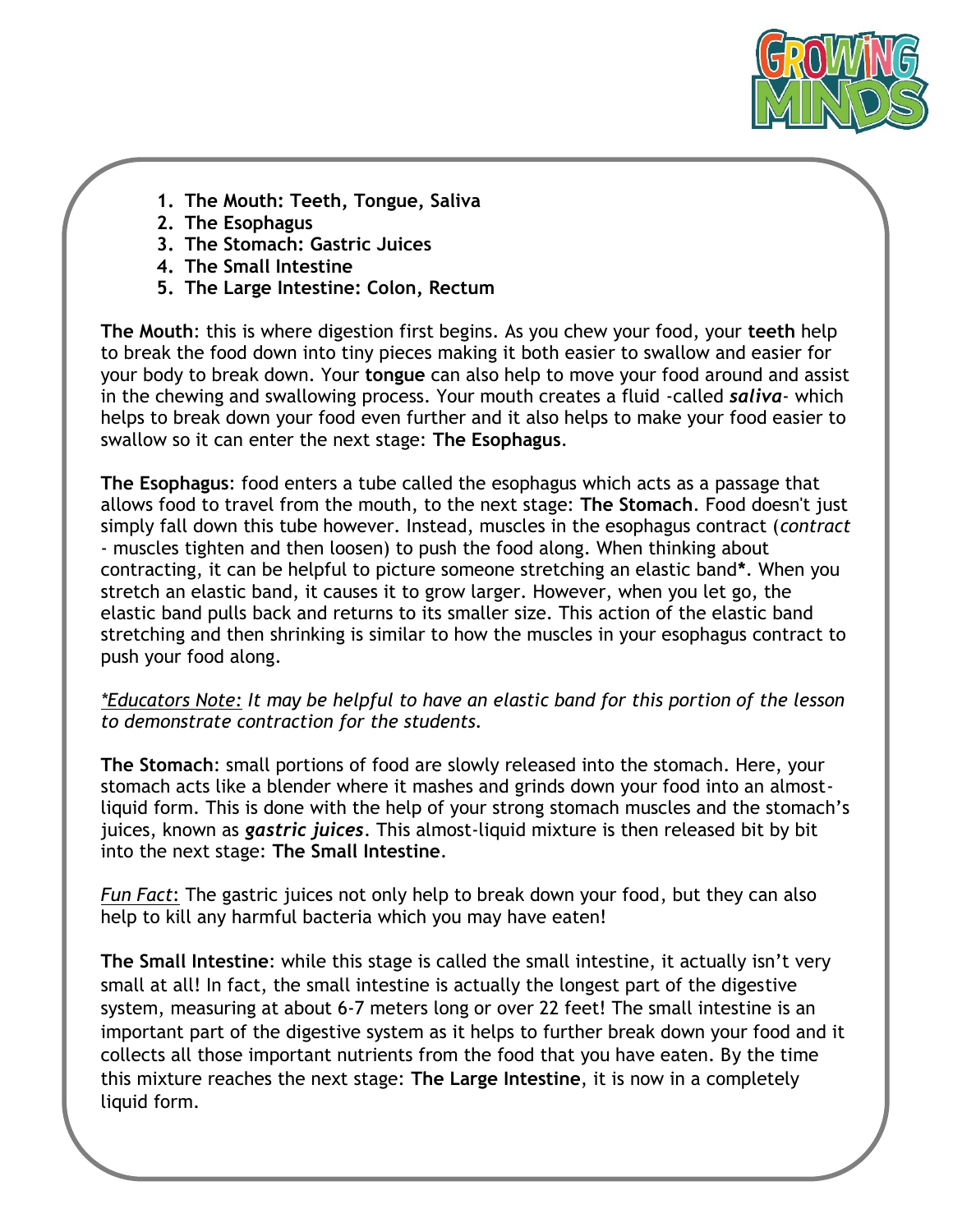1. **The Mouth: Teeth, Tongue, Saliva**
2. **The Esophagus**
3. **The Stomach: Gastric Juices**
4. **The Small Intestine**
5. **The Large Intestine: Colon, Rectum**

**The Mouth**: this is where digestion first begins. As you chew your food, your **teeth** help to break the food down into tiny pieces making it both easier to swallow and easier for your body to break down. Your **tongue** can also help to move your food around and assist in the chewing and swallowing process. Your mouth creates a fluid -called ***saliva***- which helps to break down your food even further and it also helps to make your food easier to swallow so it can enter the next stage: **The Esophagus**.

**The Esophagus**: food enters a tube called the esophagus which acts as a passage that allows food to travel from the mouth, to the next stage: **The Stomach**. Food doesn't just simply fall down this tube however. Instead, muscles in the esophagus contract (*contract* - muscles tighten and then loosen) to push the food along. When thinking about contracting, it can be helpful to picture someone stretching an elastic band**\***. When you stretch an elastic band, it causes it to grow larger. However, when you let go, the elastic band pulls back and returns to its smaller size. This action of the elastic band stretching and then shrinking is similar to how the muscles in your esophagus contract to push your food along.

*<u>*Educators Note:</u> It may be helpful to have an elastic band for this portion of the lesson to demonstrate contraction for the students.*

**The Stomach**: small portions of food are slowly released into the stomach. Here, your stomach acts like a blender where it mashes and grinds down your food into an almost-liquid form. This is done with the help of your strong stomach muscles and the stomach's juices, known as ***gastric juices***. This almost-liquid mixture is then released bit by bit into the next stage: **The Small Intestine**.

*<u>Fun Fact</u>*: The gastric juices not only help to break down your food, but they can also help to kill any harmful bacteria which you may have eaten!

**The Small Intestine**: while this stage is called the small intestine, it actually isn't very small at all! In fact, the small intestine is actually the longest part of the digestive system, measuring at about 6-7 meters long or over 22 feet! The small intestine is an important part of the digestive system as it helps to further break down your food and it collects all those important nutrients from the food that you have eaten. By the time this mixture reaches the next stage: **The Large Intestine**, it is now in a completely liquid form.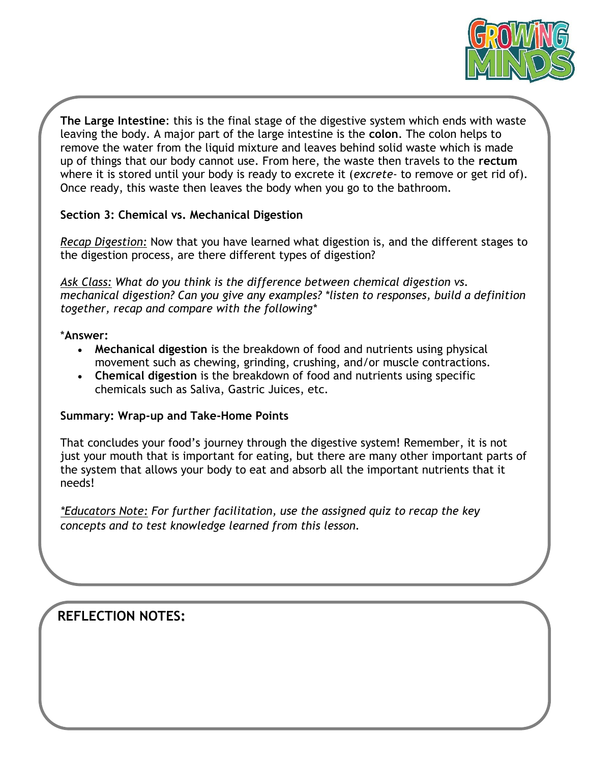**The Large Intestine**: this is the final stage of the digestive system which ends with waste leaving the body. A major part of the large intestine is the **colon**. The colon helps to remove the water from the liquid mixture and leaves behind solid waste which is made up of things that our body cannot use. From here, the waste then travels to the **rectum** where it is stored until your body is ready to excrete it (*excrete*- to remove or get rid of). Once ready, this waste then leaves the body when you go to the bathroom.

**Section 3: Chemical vs. Mechanical Digestion**

*Recap Digestion:* Now that you have learned what digestion is, and the different stages to the digestion process, are there different types of digestion?

*Ask Class: What do you think is the difference between chemical digestion vs. mechanical digestion? Can you give any examples? *listen to responses, build a definition together, recap and compare with the following**

***Answer:**

- **Mechanical digestion** is the breakdown of food and nutrients using physical movement such as chewing, grinding, crushing, and/or muscle contractions.
- **Chemical digestion** is the breakdown of food and nutrients using specific chemicals such as Saliva, Gastric Juices, etc.

**Summary: Wrap-up and Take-Home Points**

That concludes your food's journey through the digestive system! Remember, it is not just your mouth that is important for eating, but there are many other important parts of the system that allows your body to eat and absorb all the important nutrients that it needs!

**Educators Note*: For further facilitation, use the assigned quiz to recap the key concepts and to test knowledge learned from this lesson.*

**REFLECTION NOTES:**